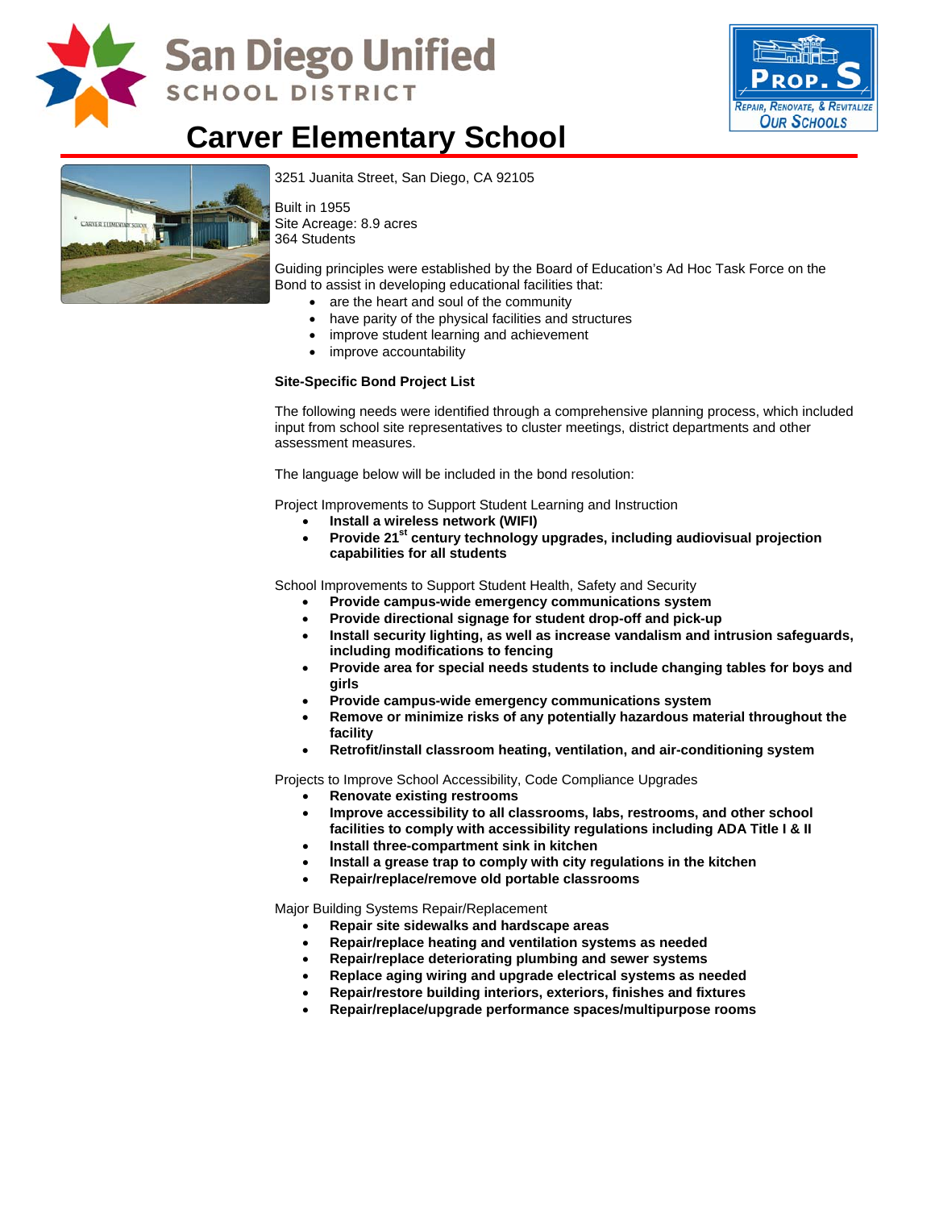San Diego Unified SCHOOL DISTRICT

PROP. S — Repair, Renovate, & Revitalize Our Schools

# Carver Elementary School

3251 Juanita Street, San Diego, CA 92105

Built in 1955
Site Acreage: 8.9 acres
364 Students

Guiding principles were established by the Board of Education's Ad Hoc Task Force on the Bond to assist in developing educational facilities that:

- are the heart and soul of the community
- have parity of the physical facilities and structures
- improve student learning and achievement
- improve accountability

**Site-Specific Bond Project List**

The following needs were identified through a comprehensive planning process, which included input from school site representatives to cluster meetings, district departments and other assessment measures.

The language below will be included in the bond resolution:

Project Improvements to Support Student Learning and Instruction

- **Install a wireless network (WIFI)**
- **Provide 21st century technology upgrades, including audiovisual projection capabilities for all students**

School Improvements to Support Student Health, Safety and Security

- **Provide campus-wide emergency communications system**
- **Provide directional signage for student drop-off and pick-up**
- **Install security lighting, as well as increase vandalism and intrusion safeguards, including modifications to fencing**
- **Provide area for special needs students to include changing tables for boys and girls**
- **Provide campus-wide emergency communications system**
- **Remove or minimize risks of any potentially hazardous material throughout the facility**
- **Retrofit/install classroom heating, ventilation, and air-conditioning system**

Projects to Improve School Accessibility, Code Compliance Upgrades

- **Renovate existing restrooms**
- **Improve accessibility to all classrooms, labs, restrooms, and other school facilities to comply with accessibility regulations including ADA Title I & II**
- **Install three-compartment sink in kitchen**
- **Install a grease trap to comply with city regulations in the kitchen**
- **Repair/replace/remove old portable classrooms**

Major Building Systems Repair/Replacement

- **Repair site sidewalks and hardscape areas**
- **Repair/replace heating and ventilation systems as needed**
- **Repair/replace deteriorating plumbing and sewer systems**
- **Replace aging wiring and upgrade electrical systems as needed**
- **Repair/restore building interiors, exteriors, finishes and fixtures**
- **Repair/replace/upgrade performance spaces/multipurpose rooms**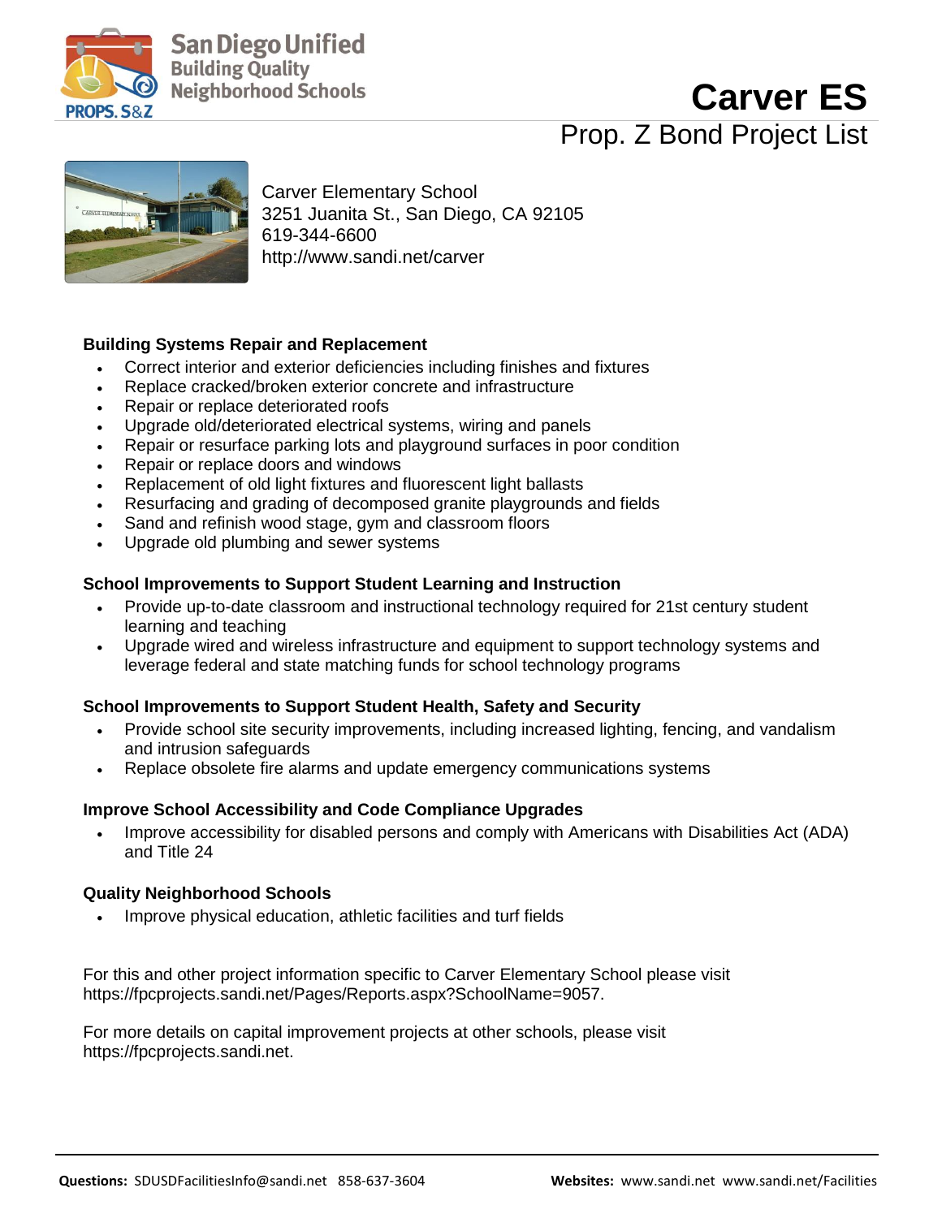San Diego Unified
Building Quality
Neighborhood Schools

PROPS. S&Z

# Carver ES

## Prop. Z Bond Project List

Carver Elementary School
3251 Juanita St., San Diego, CA 92105
619-344-6600
http://www.sandi.net/carver

### Building Systems Repair and Replacement

- Correct interior and exterior deficiencies including finishes and fixtures
- Replace cracked/broken exterior concrete and infrastructure
- Repair or replace deteriorated roofs
- Upgrade old/deteriorated electrical systems, wiring and panels
- Repair or resurface parking lots and playground surfaces in poor condition
- Repair or replace doors and windows
- Replacement of old light fixtures and fluorescent light ballasts
- Resurfacing and grading of decomposed granite playgrounds and fields
- Sand and refinish wood stage, gym and classroom floors
- Upgrade old plumbing and sewer systems

### School Improvements to Support Student Learning and Instruction

- Provide up-to-date classroom and instructional technology required for 21st century student learning and teaching
- Upgrade wired and wireless infrastructure and equipment to support technology systems and leverage federal and state matching funds for school technology programs

### School Improvements to Support Student Health, Safety and Security

- Provide school site security improvements, including increased lighting, fencing, and vandalism and intrusion safeguards
- Replace obsolete fire alarms and update emergency communications systems

### Improve School Accessibility and Code Compliance Upgrades

- Improve accessibility for disabled persons and comply with Americans with Disabilities Act (ADA) and Title 24

### Quality Neighborhood Schools

- Improve physical education, athletic facilities and turf fields

For this and other project information specific to Carver Elementary School please visit https://fpcprojects.sandi.net/Pages/Reports.aspx?SchoolName=9057.

For more details on capital improvement projects at other schools, please visit https://fpcprojects.sandi.net.

**Questions:** SDUSDFacilitiesInfo@sandi.net 858-637-3604 **Websites:** www.sandi.net www.sandi.net/Facilities